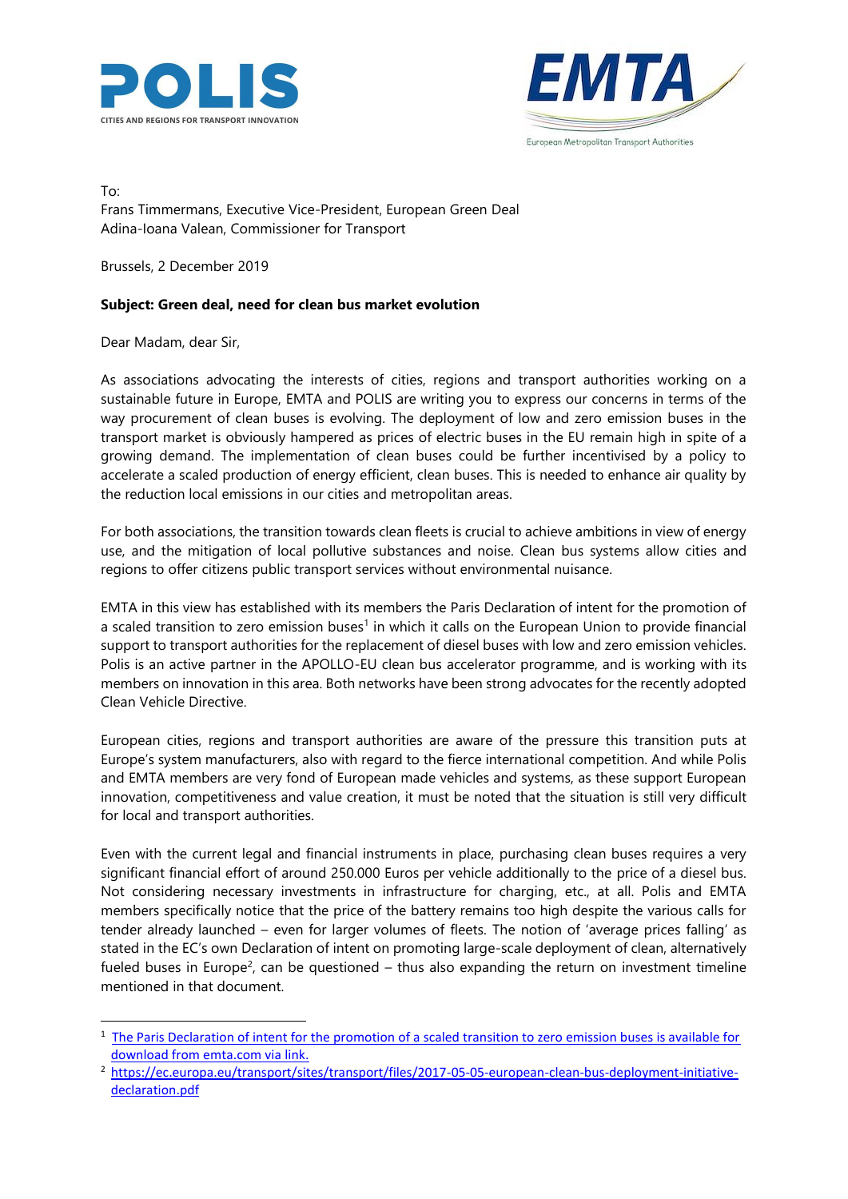POLIS
CITIES AND REGIONS FOR TRANSPORT INNOVATION

EMTA
European Metropolitan Transport Authorities

To:
Frans Timmermans, Executive Vice-President, European Green Deal
Adina-Ioana Valean, Commissioner for Transport

Brussels, 2 December 2019

**Subject: Green deal, need for clean bus market evolution**

Dear Madam, dear Sir,

As associations advocating the interests of cities, regions and transport authorities working on a sustainable future in Europe, EMTA and POLIS are writing you to express our concerns in terms of the way procurement of clean buses is evolving. The deployment of low and zero emission buses in the transport market is obviously hampered as prices of electric buses in the EU remain high in spite of a growing demand. The implementation of clean buses could be further incentivised by a policy to accelerate a scaled production of energy efficient, clean buses. This is needed to enhance air quality by the reduction local emissions in our cities and metropolitan areas.

For both associations, the transition towards clean fleets is crucial to achieve ambitions in view of energy use, and the mitigation of local pollutive substances and noise. Clean bus systems allow cities and regions to offer citizens public transport services without environmental nuisance.

EMTA in this view has established with its members the Paris Declaration of intent for the promotion of a scaled transition to zero emission buses[1] in which it calls on the European Union to provide financial support to transport authorities for the replacement of diesel buses with low and zero emission vehicles. Polis is an active partner in the APOLLO-EU clean bus accelerator programme, and is working with its members on innovation in this area. Both networks have been strong advocates for the recently adopted Clean Vehicle Directive.

European cities, regions and transport authorities are aware of the pressure this transition puts at Europe's system manufacturers, also with regard to the fierce international competition. And while Polis and EMTA members are very fond of European made vehicles and systems, as these support European innovation, competitiveness and value creation, it must be noted that the situation is still very difficult for local and transport authorities.

Even with the current legal and financial instruments in place, purchasing clean buses requires a very significant financial effort of around 250.000 Euros per vehicle additionally to the price of a diesel bus. Not considering necessary investments in infrastructure for charging, etc., at all. Polis and EMTA members specifically notice that the price of the battery remains too high despite the various calls for tender already launched – even for larger volumes of fleets. The notion of 'average prices falling' as stated in the EC's own Declaration of intent on promoting large-scale deployment of clean, alternatively fueled buses in Europe[2], can be questioned – thus also expanding the return on investment timeline mentioned in that document.

[1] The Paris Declaration of intent for the promotion of a scaled transition to zero emission buses is available for download from emta.com via link.

[2] https://ec.europa.eu/transport/sites/transport/files/2017-05-05-european-clean-bus-deployment-initiative-declaration.pdf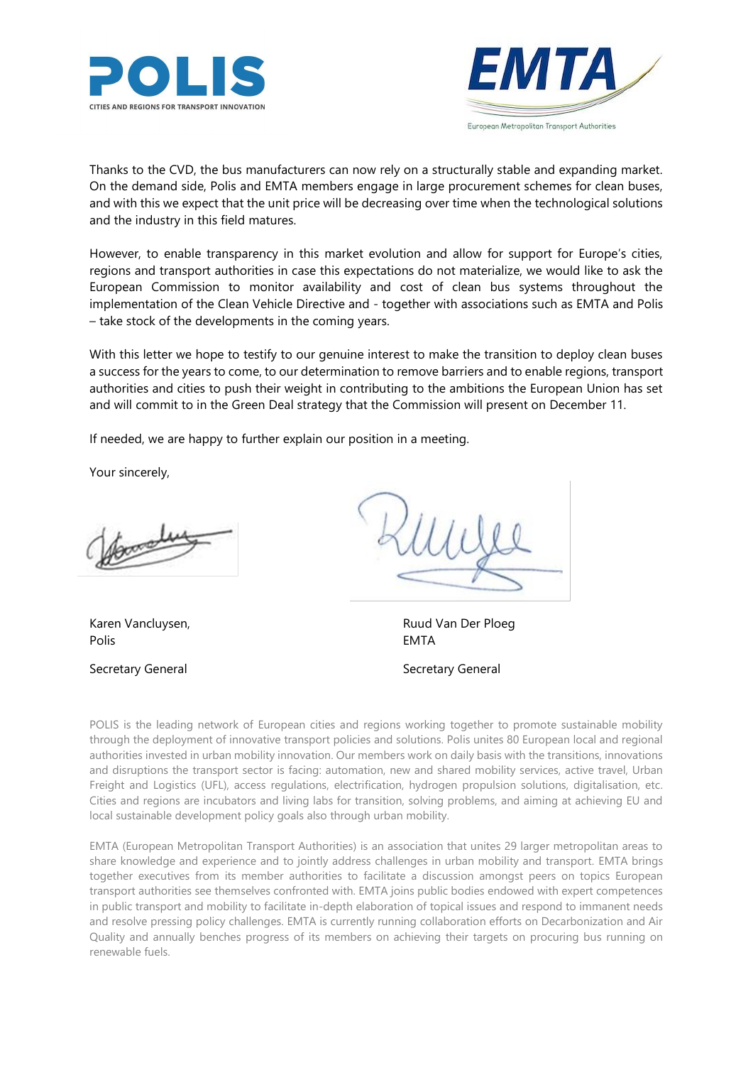Thanks to the CVD, the bus manufacturers can now rely on a structurally stable and expanding market. On the demand side, Polis and EMTA members engage in large procurement schemes for clean buses, and with this we expect that the unit price will be decreasing over time when the technological solutions and the industry in this field matures.

However, to enable transparency in this market evolution and allow for support for Europe's cities, regions and transport authorities in case this expectations do not materialize, we would like to ask the European Commission to monitor availability and cost of clean bus systems throughout the implementation of the Clean Vehicle Directive and - together with associations such as EMTA and Polis – take stock of the developments in the coming years.

With this letter we hope to testify to our genuine interest to make the transition to deploy clean buses a success for the years to come, to our determination to remove barriers and to enable regions, transport authorities and cities to push their weight in contributing to the ambitions the European Union has set and will commit to in the Green Deal strategy that the Commission will present on December 11.

If needed, we are happy to further explain our position in a meeting.

Your sincerely,

Karen Vancluysen,
Polis

Secretary General

Ruud Van Der Ploeg
EMTA

Secretary General

POLIS is the leading network of European cities and regions working together to promote sustainable mobility through the deployment of innovative transport policies and solutions. Polis unites 80 European local and regional authorities invested in urban mobility innovation. Our members work on daily basis with the transitions, innovations and disruptions the transport sector is facing: automation, new and shared mobility services, active travel, Urban Freight and Logistics (UFL), access regulations, electrification, hydrogen propulsion solutions, digitalisation, etc. Cities and regions are incubators and living labs for transition, solving problems, and aiming at achieving EU and local sustainable development policy goals also through urban mobility.

EMTA (European Metropolitan Transport Authorities) is an association that unites 29 larger metropolitan areas to share knowledge and experience and to jointly address challenges in urban mobility and transport. EMTA brings together executives from its member authorities to facilitate a discussion amongst peers on topics European transport authorities see themselves confronted with. EMTA joins public bodies endowed with expert competences in public transport and mobility to facilitate in-depth elaboration of topical issues and respond to immanent needs and resolve pressing policy challenges. EMTA is currently running collaboration efforts on Decarbonization and Air Quality and annually benches progress of its members on achieving their targets on procuring bus running on renewable fuels.